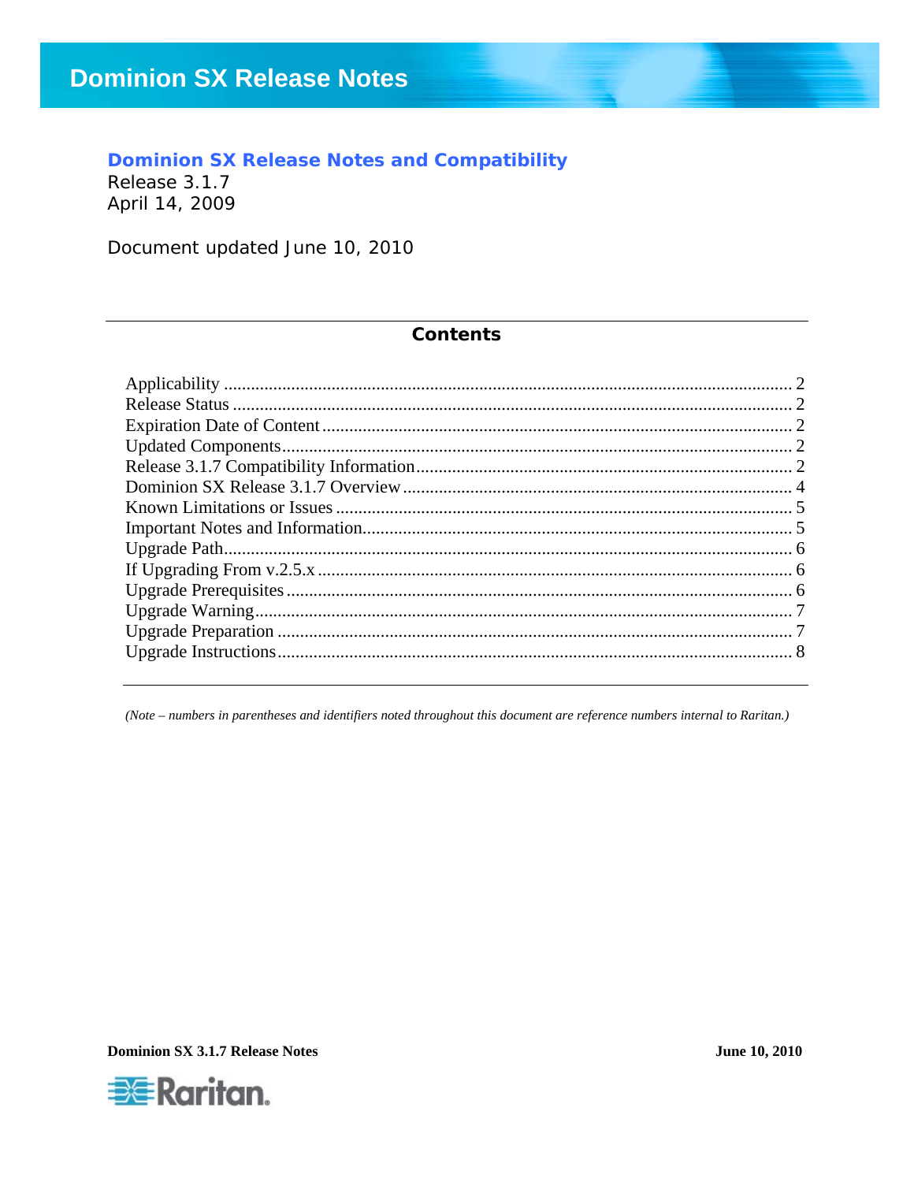# Dominion SX Release Notes

## Dominion SX Release Notes and Compatibility

Release 3.1.7
April 14, 2009

Document updated June 10, 2010

### Contents

Applicability ........ 2
Release Status ........ 2
Expiration Date of Content ........ 2
Updated Components ........ 2
Release 3.1.7 Compatibility Information ........ 2
Dominion SX Release 3.1.7 Overview ........ 4
Known Limitations or Issues ........ 5
Important Notes and Information ........ 5
Upgrade Path ........ 6
If Upgrading From v.2.5.x ........ 6
Upgrade Prerequisites ........ 6
Upgrade Warning ........ 7
Upgrade Preparation ........ 7
Upgrade Instructions ........ 8

*(Note – numbers in parentheses and identifiers noted throughout this document are reference numbers internal to Raritan.)*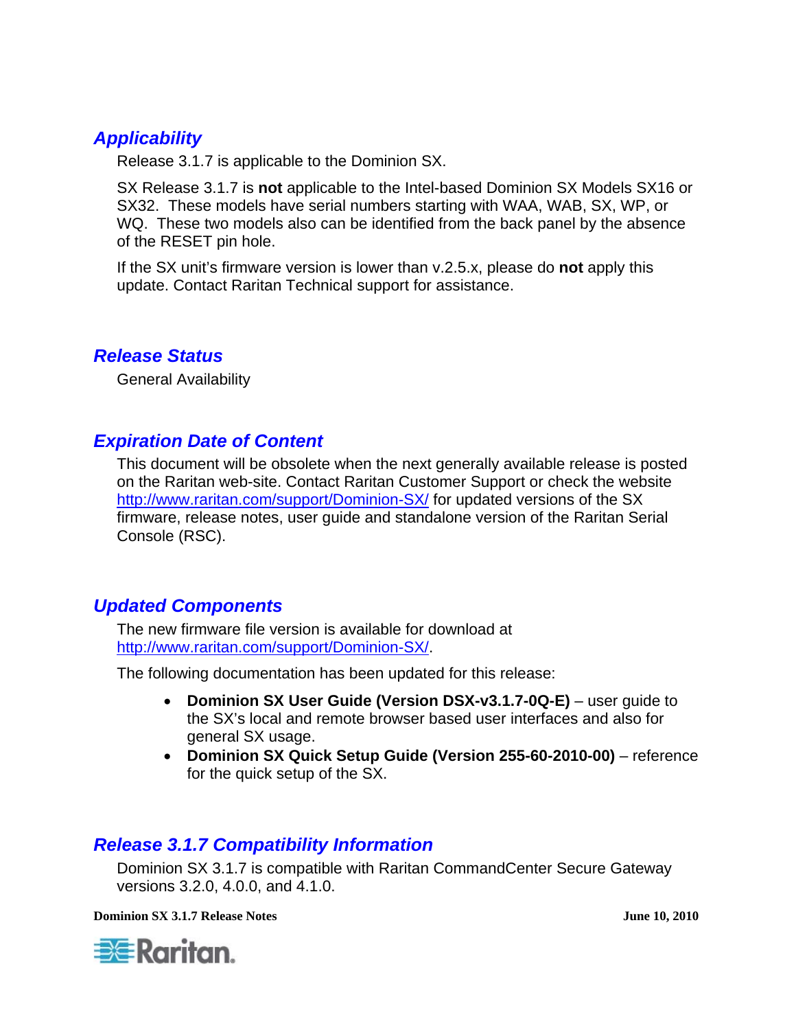## Applicability

Release 3.1.7 is applicable to the Dominion SX.

SX Release 3.1.7 is **not** applicable to the Intel-based Dominion SX Models SX16 or SX32. These models have serial numbers starting with WAA, WAB, SX, WP, or WQ. These two models also can be identified from the back panel by the absence of the RESET pin hole.

If the SX unit's firmware version is lower than v.2.5.x, please do **not** apply this update. Contact Raritan Technical support for assistance.

## Release Status

General Availability

## Expiration Date of Content

This document will be obsolete when the next generally available release is posted on the Raritan web-site. Contact Raritan Customer Support or check the website http://www.raritan.com/support/Dominion-SX/ for updated versions of the SX firmware, release notes, user guide and standalone version of the Raritan Serial Console (RSC).

## Updated Components

The new firmware file version is available for download at http://www.raritan.com/support/Dominion-SX/.

The following documentation has been updated for this release:

- **Dominion SX User Guide (Version DSX-v3.1.7-0Q-E)** – user guide to the SX's local and remote browser based user interfaces and also for general SX usage.
- **Dominion SX Quick Setup Guide (Version 255-60-2010-00)** – reference for the quick setup of the SX.

## Release 3.1.7 Compatibility Information

Dominion SX 3.1.7 is compatible with Raritan CommandCenter Secure Gateway versions 3.2.0, 4.0.0, and 4.1.0.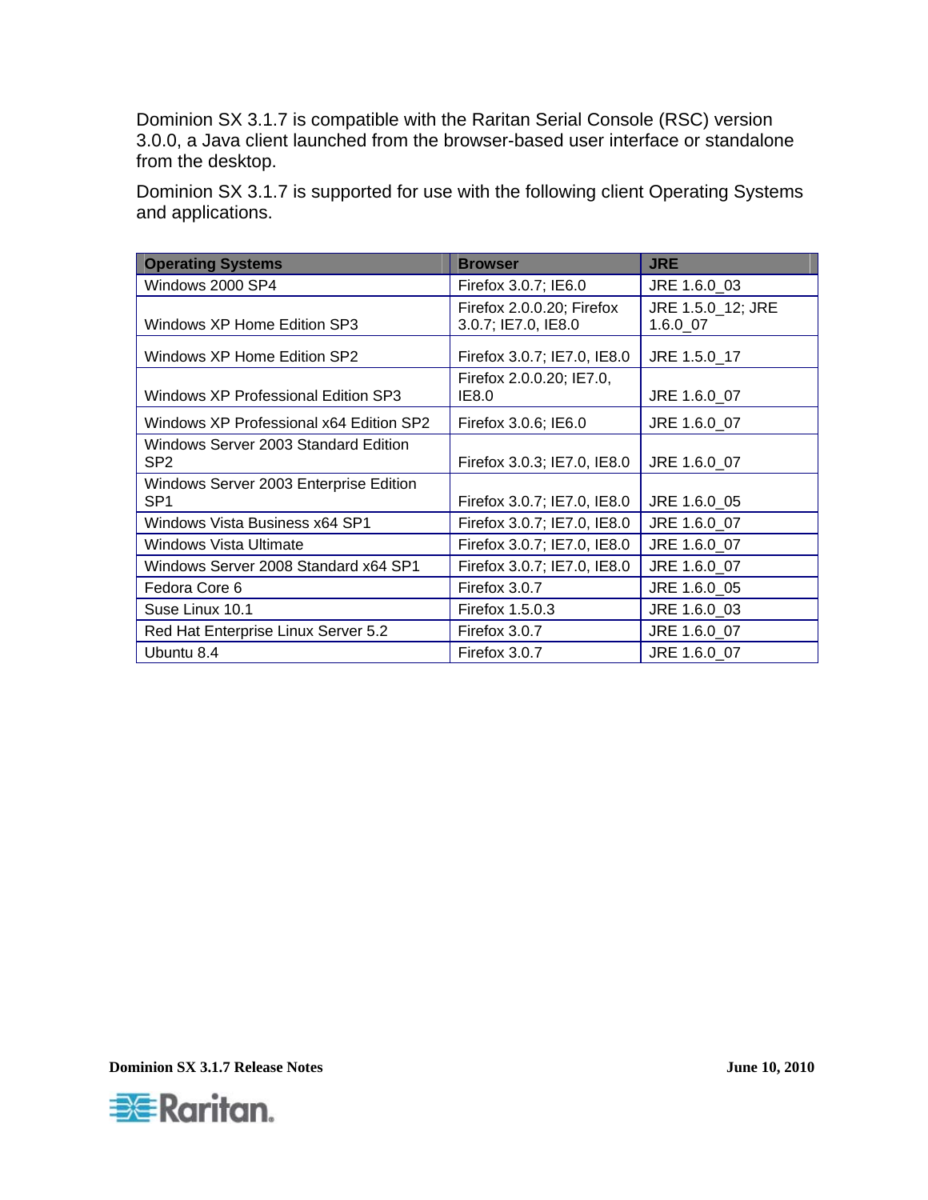Dominion SX 3.1.7 is compatible with the Raritan Serial Console (RSC) version 3.0.0, a Java client launched from the browser-based user interface or standalone from the desktop.

Dominion SX 3.1.7 is supported for use with the following client Operating Systems and applications.

| Operating Systems | Browser | JRE |
|---|---|---|
| Windows 2000 SP4 | Firefox 3.0.7; IE6.0 | JRE 1.6.0_03 |
| Windows XP Home Edition SP3 | Firefox 2.0.0.20; Firefox 3.0.7; IE7.0, IE8.0 | JRE 1.5.0_12; JRE 1.6.0_07 |
| Windows XP Home Edition SP2 | Firefox 3.0.7; IE7.0, IE8.0 | JRE 1.5.0_17 |
| Windows XP Professional Edition SP3 | Firefox 2.0.0.20; IE7.0, IE8.0 | JRE 1.6.0_07 |
| Windows XP Professional x64 Edition SP2 | Firefox 3.0.6; IE6.0 | JRE 1.6.0_07 |
| Windows Server 2003 Standard Edition SP2 | Firefox 3.0.3; IE7.0, IE8.0 | JRE 1.6.0_07 |
| Windows Server 2003 Enterprise Edition SP1 | Firefox 3.0.7; IE7.0, IE8.0 | JRE 1.6.0_05 |
| Windows Vista Business x64 SP1 | Firefox 3.0.7; IE7.0, IE8.0 | JRE 1.6.0_07 |
| Windows Vista Ultimate | Firefox 3.0.7; IE7.0, IE8.0 | JRE 1.6.0_07 |
| Windows Server 2008 Standard x64 SP1 | Firefox 3.0.7; IE7.0, IE8.0 | JRE 1.6.0_07 |
| Fedora Core 6 | Firefox 3.0.7 | JRE 1.6.0_05 |
| Suse Linux 10.1 | Firefox 1.5.0.3 | JRE 1.6.0_03 |
| Red Hat Enterprise Linux Server 5.2 | Firefox 3.0.7 | JRE 1.6.0_07 |
| Ubuntu 8.4 | Firefox 3.0.7 | JRE 1.6.0_07 |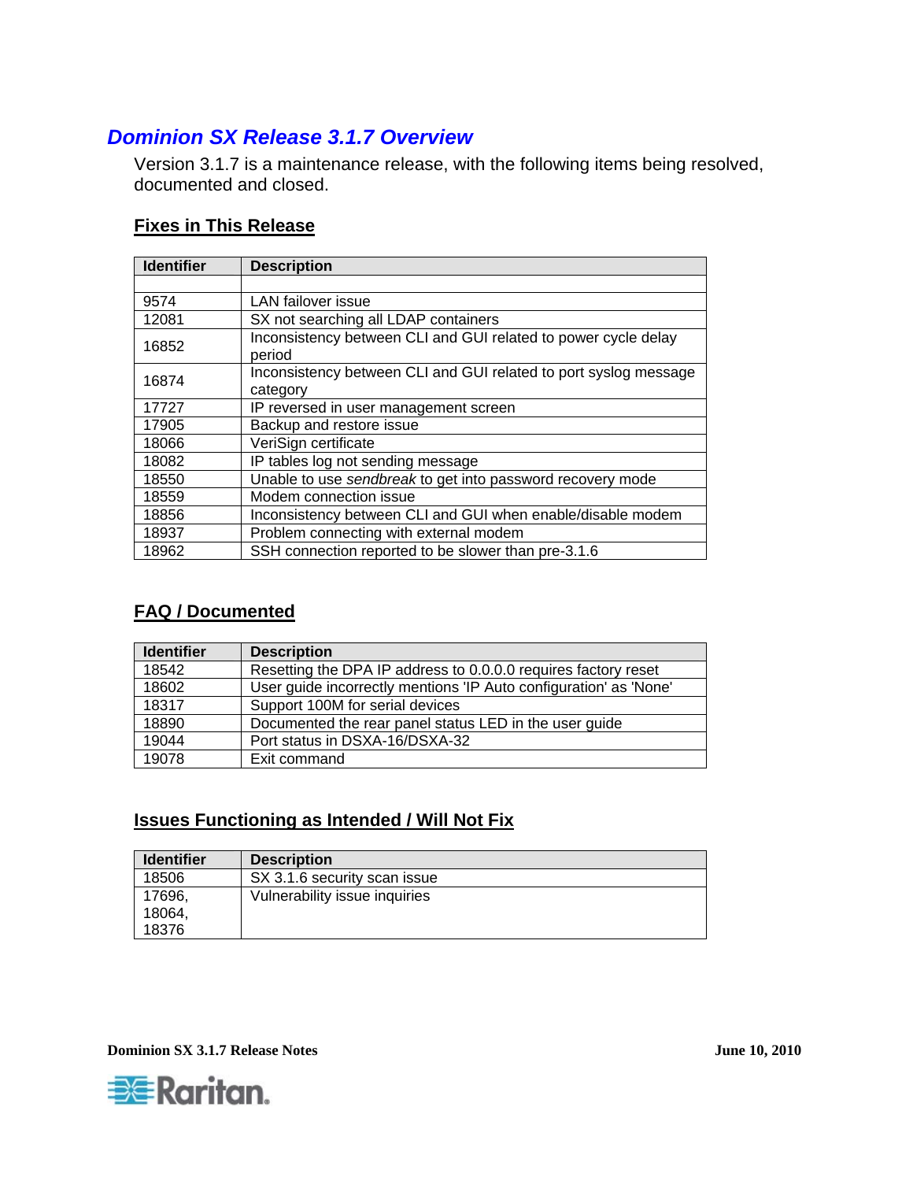## Dominion SX Release 3.1.7 Overview

Version 3.1.7 is a maintenance release, with the following items being resolved, documented and closed.

### Fixes in This Release

| Identifier | Description |
|---|---|
| | |
| 9574 | LAN failover issue |
| 12081 | SX not searching all LDAP containers |
| 16852 | Inconsistency between CLI and GUI related to power cycle delay period |
| 16874 | Inconsistency between CLI and GUI related to port syslog message category |
| 17727 | IP reversed in user management screen |
| 17905 | Backup and restore issue |
| 18066 | VeriSign certificate |
| 18082 | IP tables log not sending message |
| 18550 | Unable to use *sendbreak* to get into password recovery mode |
| 18559 | Modem connection issue |
| 18856 | Inconsistency between CLI and GUI when enable/disable modem |
| 18937 | Problem connecting with external modem |
| 18962 | SSH connection reported to be slower than pre-3.1.6 |

### FAQ / Documented

| Identifier | Description |
|---|---|
| 18542 | Resetting the DPA IP address to 0.0.0.0 requires factory reset |
| 18602 | User guide incorrectly mentions 'IP Auto configuration' as 'None' |
| 18317 | Support 100M for serial devices |
| 18890 | Documented the rear panel status LED in the user guide |
| 19044 | Port status in DSXA-16/DSXA-32 |
| 19078 | Exit command |

### Issues Functioning as Intended / Will Not Fix

| Identifier | Description |
|---|---|
| 18506 | SX 3.1.6 security scan issue |
| 17696, 18064, 18376 | Vulnerability issue inquiries |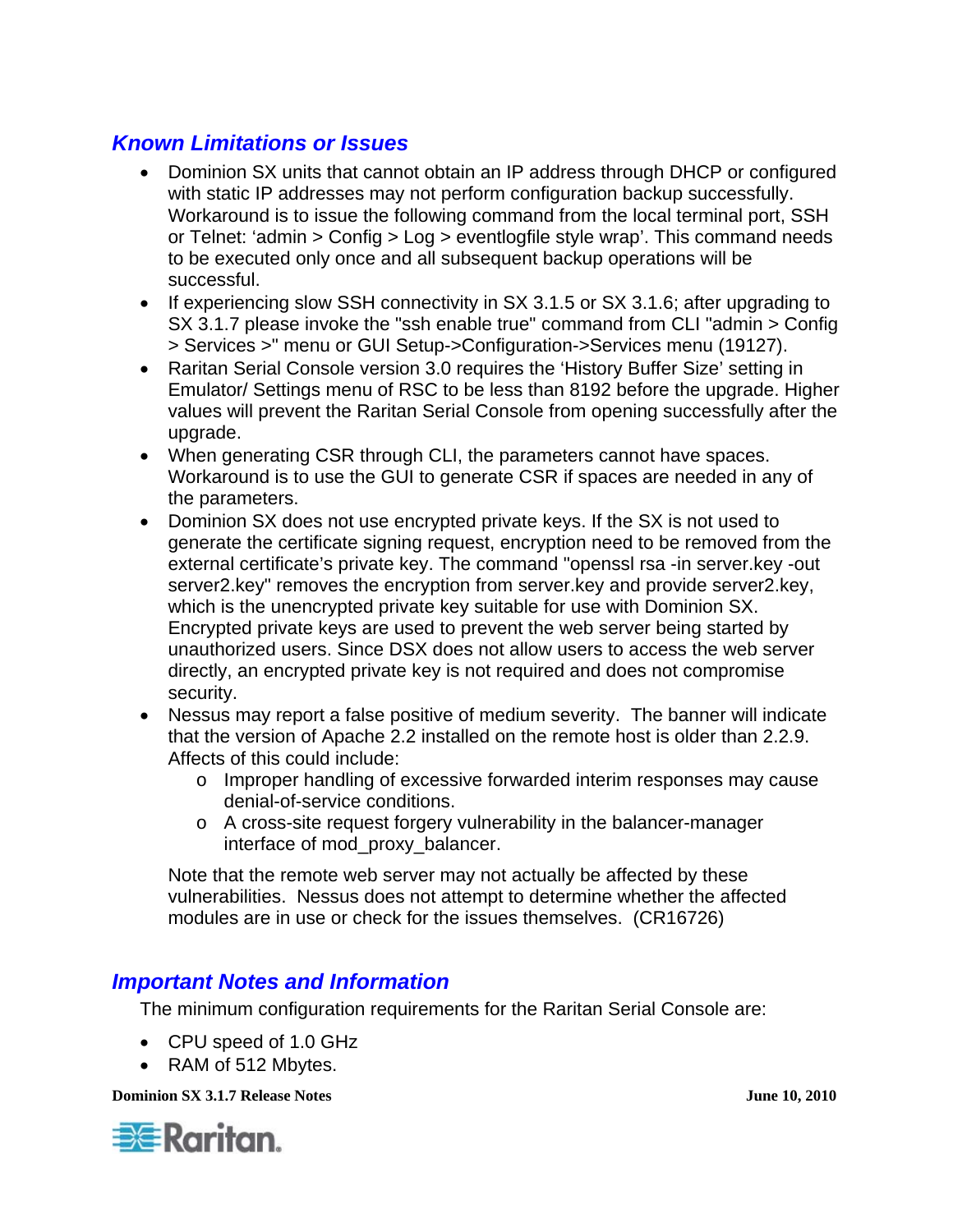## *Known Limitations or Issues*

- Dominion SX units that cannot obtain an IP address through DHCP or configured with static IP addresses may not perform configuration backup successfully. Workaround is to issue the following command from the local terminal port, SSH or Telnet: 'admin > Config > Log > eventlogfile style wrap'. This command needs to be executed only once and all subsequent backup operations will be successful.
- If experiencing slow SSH connectivity in SX 3.1.5 or SX 3.1.6; after upgrading to SX 3.1.7 please invoke the "ssh enable true" command from CLI "admin > Config > Services >" menu or GUI Setup->Configuration->Services menu (19127).
- Raritan Serial Console version 3.0 requires the 'History Buffer Size' setting in Emulator/ Settings menu of RSC to be less than 8192 before the upgrade. Higher values will prevent the Raritan Serial Console from opening successfully after the upgrade.
- When generating CSR through CLI, the parameters cannot have spaces. Workaround is to use the GUI to generate CSR if spaces are needed in any of the parameters.
- Dominion SX does not use encrypted private keys. If the SX is not used to generate the certificate signing request, encryption need to be removed from the external certificate's private key. The command "openssl rsa -in server.key -out server2.key" removes the encryption from server.key and provide server2.key, which is the unencrypted private key suitable for use with Dominion SX. Encrypted private keys are used to prevent the web server being started by unauthorized users. Since DSX does not allow users to access the web server directly, an encrypted private key is not required and does not compromise security.
- Nessus may report a false positive of medium severity. The banner will indicate that the version of Apache 2.2 installed on the remote host is older than 2.2.9. Affects of this could include:
  - Improper handling of excessive forwarded interim responses may cause denial-of-service conditions.
  - A cross-site request forgery vulnerability in the balancer-manager interface of mod_proxy_balancer.

  Note that the remote web server may not actually be affected by these vulnerabilities. Nessus does not attempt to determine whether the affected modules are in use or check for the issues themselves. (CR16726)

## *Important Notes and Information*

The minimum configuration requirements for the Raritan Serial Console are:

- CPU speed of 1.0 GHz
- RAM of 512 Mbytes.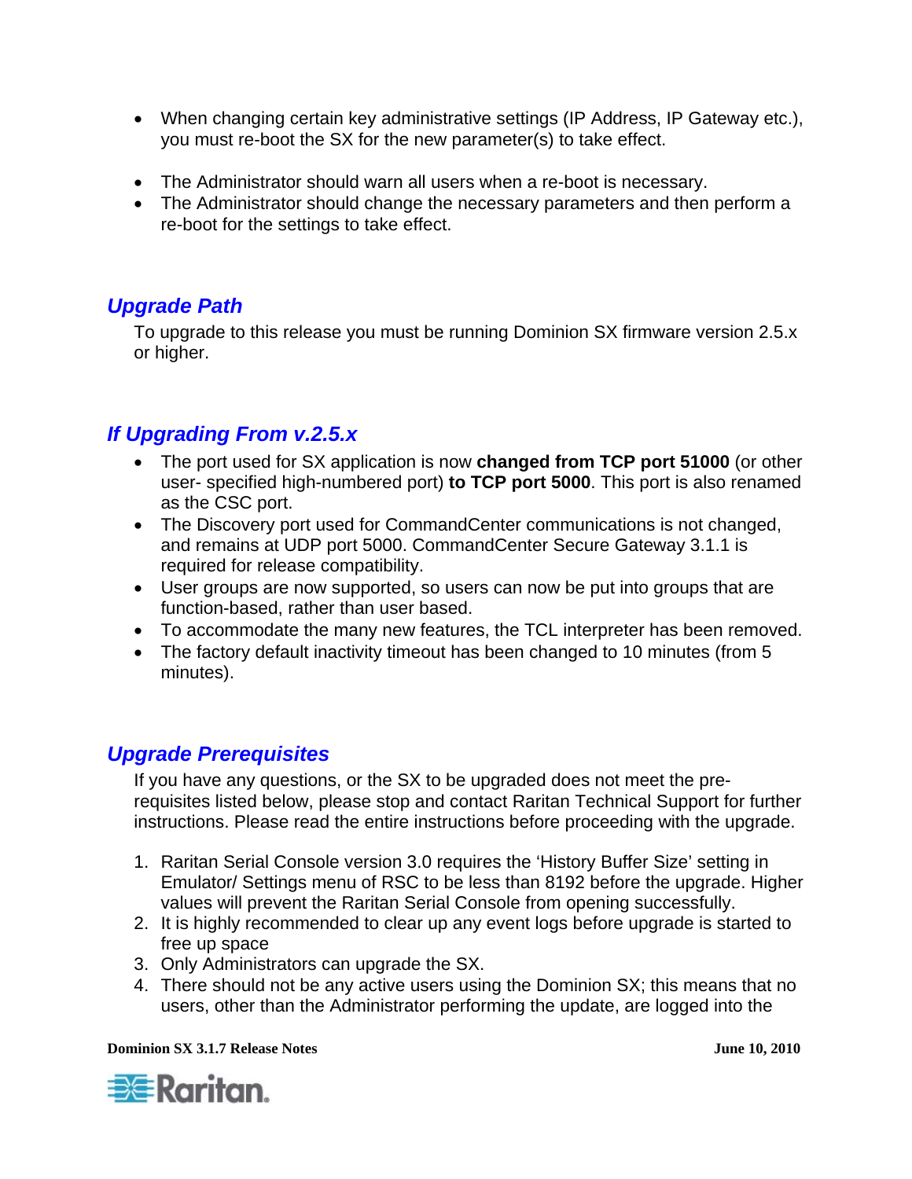- When changing certain key administrative settings (IP Address, IP Gateway etc.), you must re-boot the SX for the new parameter(s) to take effect.

- The Administrator should warn all users when a re-boot is necessary.
- The Administrator should change the necessary parameters and then perform a re-boot for the settings to take effect.

## *Upgrade Path*

To upgrade to this release you must be running Dominion SX firmware version 2.5.x or higher.

## *If Upgrading From v.2.5.x*

- The port used for SX application is now **changed from TCP port 51000** (or other user- specified high-numbered port) **to TCP port 5000**. This port is also renamed as the CSC port.
- The Discovery port used for CommandCenter communications is not changed, and remains at UDP port 5000. CommandCenter Secure Gateway 3.1.1 is required for release compatibility.
- User groups are now supported, so users can now be put into groups that are function-based, rather than user based.
- To accommodate the many new features, the TCL interpreter has been removed.
- The factory default inactivity timeout has been changed to 10 minutes (from 5 minutes).

## *Upgrade Prerequisites*

If you have any questions, or the SX to be upgraded does not meet the pre-requisites listed below, please stop and contact Raritan Technical Support for further instructions. Please read the entire instructions before proceeding with the upgrade.

1. Raritan Serial Console version 3.0 requires the 'History Buffer Size' setting in Emulator/ Settings menu of RSC to be less than 8192 before the upgrade. Higher values will prevent the Raritan Serial Console from opening successfully.
2. It is highly recommended to clear up any event logs before upgrade is started to free up space
3. Only Administrators can upgrade the SX.
4. There should not be any active users using the Dominion SX; this means that no users, other than the Administrator performing the update, are logged into the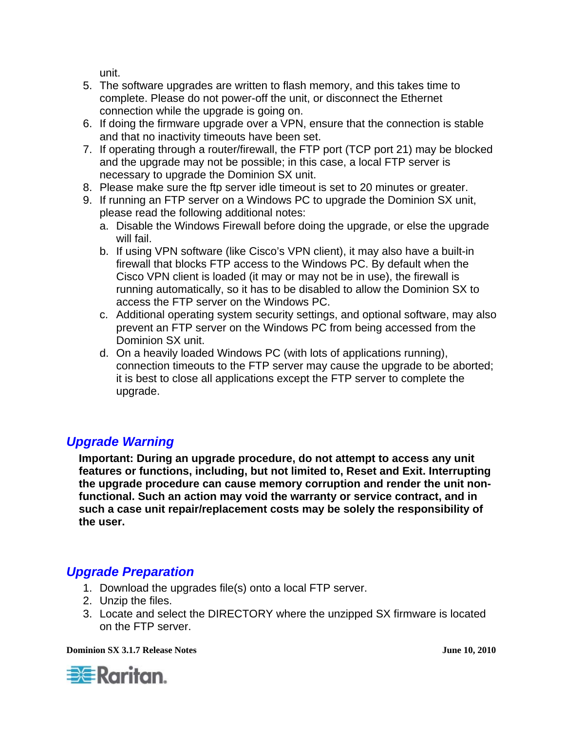unit.

5. The software upgrades are written to flash memory, and this takes time to complete. Please do not power-off the unit, or disconnect the Ethernet connection while the upgrade is going on.
6. If doing the firmware upgrade over a VPN, ensure that the connection is stable and that no inactivity timeouts have been set.
7. If operating through a router/firewall, the FTP port (TCP port 21) may be blocked and the upgrade may not be possible; in this case, a local FTP server is necessary to upgrade the Dominion SX unit.
8. Please make sure the ftp server idle timeout is set to 20 minutes or greater.
9. If running an FTP server on a Windows PC to upgrade the Dominion SX unit, please read the following additional notes:
   a. Disable the Windows Firewall before doing the upgrade, or else the upgrade will fail.
   b. If using VPN software (like Cisco's VPN client), it may also have a built-in firewall that blocks FTP access to the Windows PC. By default when the Cisco VPN client is loaded (it may or may not be in use), the firewall is running automatically, so it has to be disabled to allow the Dominion SX to access the FTP server on the Windows PC.
   c. Additional operating system security settings, and optional software, may also prevent an FTP server on the Windows PC from being accessed from the Dominion SX unit.
   d. On a heavily loaded Windows PC (with lots of applications running), connection timeouts to the FTP server may cause the upgrade to be aborted; it is best to close all applications except the FTP server to complete the upgrade.

## *Upgrade Warning*

**Important: During an upgrade procedure, do not attempt to access any unit features or functions, including, but not limited to, Reset and Exit. Interrupting the upgrade procedure can cause memory corruption and render the unit non-functional. Such an action may void the warranty or service contract, and in such a case unit repair/replacement costs may be solely the responsibility of the user.**

## *Upgrade Preparation*

1. Download the upgrades file(s) onto a local FTP server.
2. Unzip the files.
3. Locate and select the DIRECTORY where the unzipped SX firmware is located on the FTP server.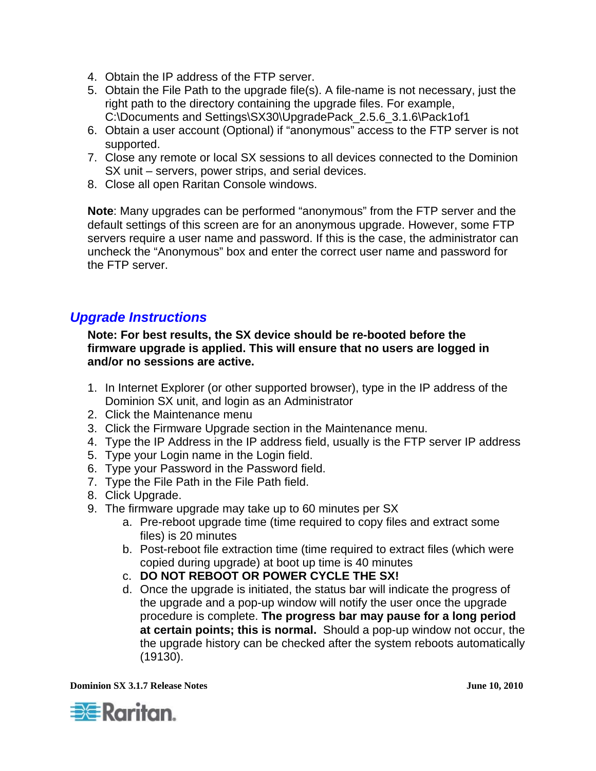4. Obtain the IP address of the FTP server.
5. Obtain the File Path to the upgrade file(s). A file-name is not necessary, just the right path to the directory containing the upgrade files. For example, C:\Documents and Settings\SX30\UpgradePack_2.5.6_3.1.6\Pack1of1
6. Obtain a user account (Optional) if "anonymous" access to the FTP server is not supported.
7. Close any remote or local SX sessions to all devices connected to the Dominion SX unit – servers, power strips, and serial devices.
8. Close all open Raritan Console windows.

**Note**: Many upgrades can be performed "anonymous" from the FTP server and the default settings of this screen are for an anonymous upgrade. However, some FTP servers require a user name and password. If this is the case, the administrator can uncheck the "Anonymous" box and enter the correct user name and password for the FTP server.

## *Upgrade Instructions*

**Note: For best results, the SX device should be re-booted before the firmware upgrade is applied. This will ensure that no users are logged in and/or no sessions are active.**

1. In Internet Explorer (or other supported browser), type in the IP address of the Dominion SX unit, and login as an Administrator
2. Click the Maintenance menu
3. Click the Firmware Upgrade section in the Maintenance menu.
4. Type the IP Address in the IP address field, usually is the FTP server IP address
5. Type your Login name in the Login field.
6. Type your Password in the Password field.
7. Type the File Path in the File Path field.
8. Click Upgrade.
9. The firmware upgrade may take up to 60 minutes per SX
    a. Pre-reboot upgrade time (time required to copy files and extract some files) is 20 minutes
    b. Post-reboot file extraction time (time required to extract files (which were copied during upgrade) at boot up time is 40 minutes
    c. **DO NOT REBOOT OR POWER CYCLE THE SX!**
    d. Once the upgrade is initiated, the status bar will indicate the progress of the upgrade and a pop-up window will notify the user once the upgrade procedure is complete. **The progress bar may pause for a long period at certain points; this is normal.** Should a pop-up window not occur, the the upgrade history can be checked after the system reboots automatically (19130).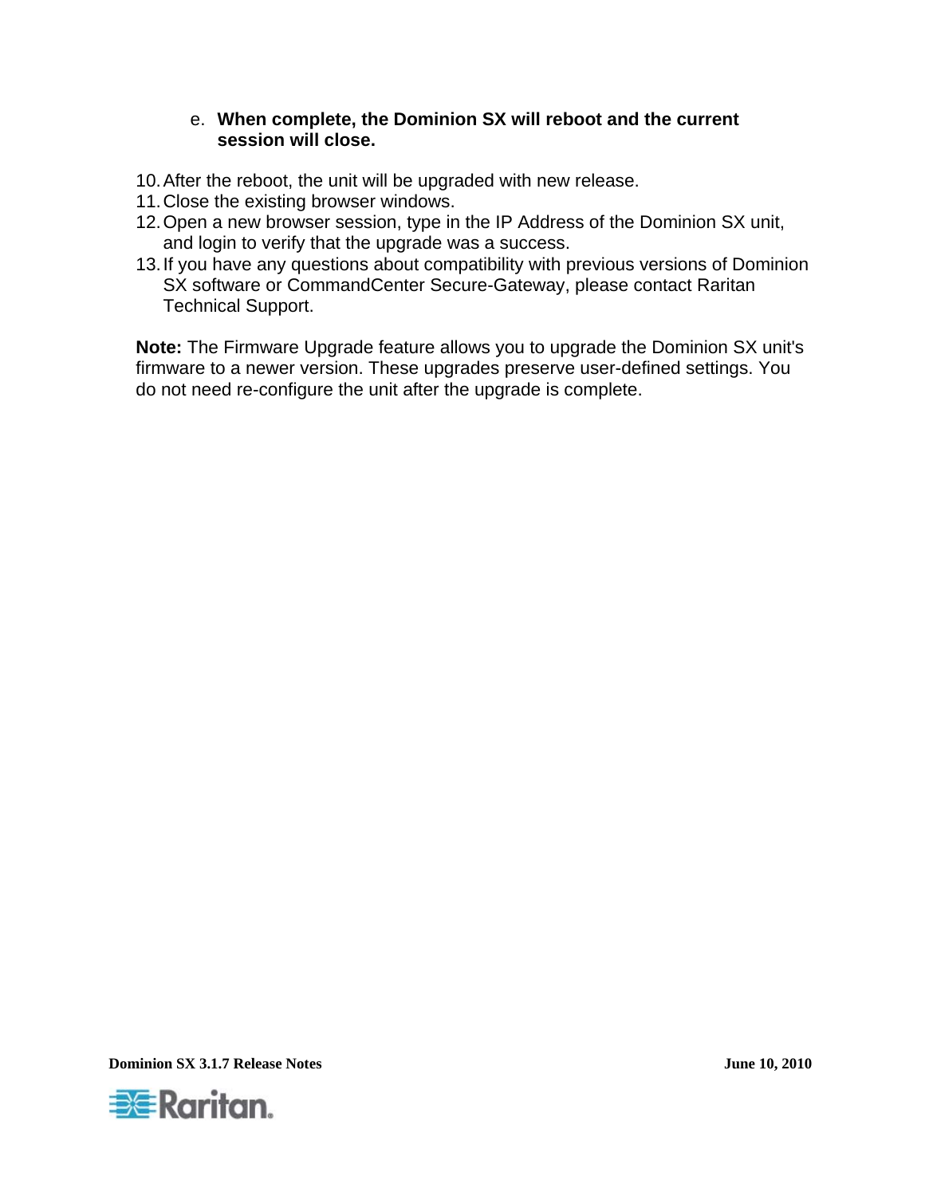e. **When complete, the Dominion SX will reboot and the current session will close.**

10. After the reboot, the unit will be upgraded with new release.
11. Close the existing browser windows.
12. Open a new browser session, type in the IP Address of the Dominion SX unit, and login to verify that the upgrade was a success.
13. If you have any questions about compatibility with previous versions of Dominion SX software or CommandCenter Secure-Gateway, please contact Raritan Technical Support.

**Note:** The Firmware Upgrade feature allows you to upgrade the Dominion SX unit's firmware to a newer version. These upgrades preserve user-defined settings. You do not need re-configure the unit after the upgrade is complete.